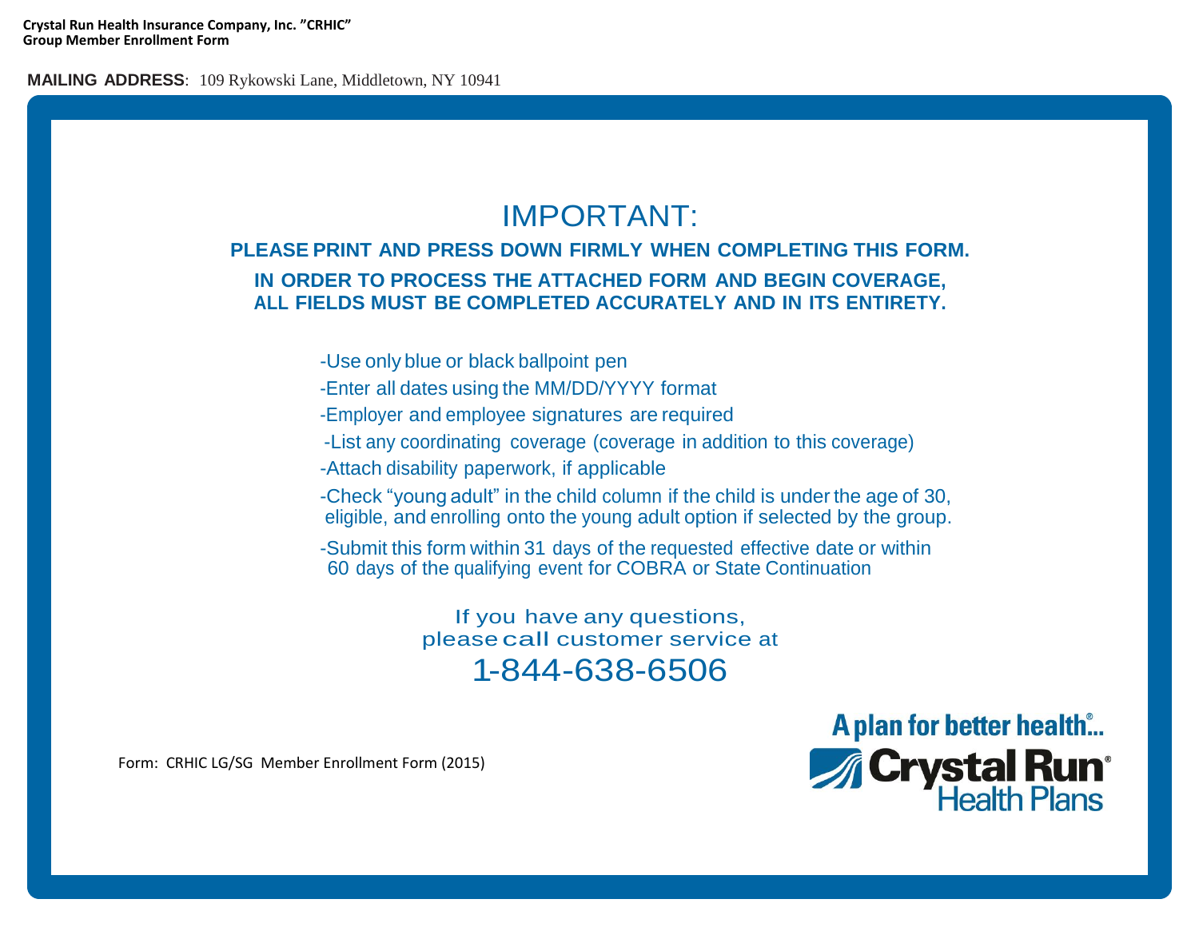**Crystal Run Health Insurance Company, Inc. "CRHIC"**
**Group Member Enrollment Form**

**MAILING ADDRESS**: 109 Rykowski Lane, Middletown, NY 10941

# IMPORTANT:

**PLEASE PRINT AND PRESS DOWN FIRMLY WHEN COMPLETING THIS FORM.**

**IN ORDER TO PROCESS THE ATTACHED FORM AND BEGIN COVERAGE, ALL FIELDS MUST BE COMPLETED ACCURATELY AND IN ITS ENTIRETY.**

-Use only blue or black ballpoint pen

-Enter all dates using the MM/DD/YYYY format

-Employer and employee signatures are required

-List any coordinating coverage (coverage in addition to this coverage)

-Attach disability paperwork, if applicable

-Check "young adult" in the child column if the child is under the age of 30, eligible, and enrolling onto the young adult option if selected by the group.

-Submit this form within 31 days of the requested effective date or within 60 days of the qualifying event for COBRA or State Continuation

If you have any questions, please call customer service at

## 1-844-638-6506

Form: CRHIC LG/SG Member Enrollment Form (2015)

A plan for better health®...
Crystal Run® Health Plans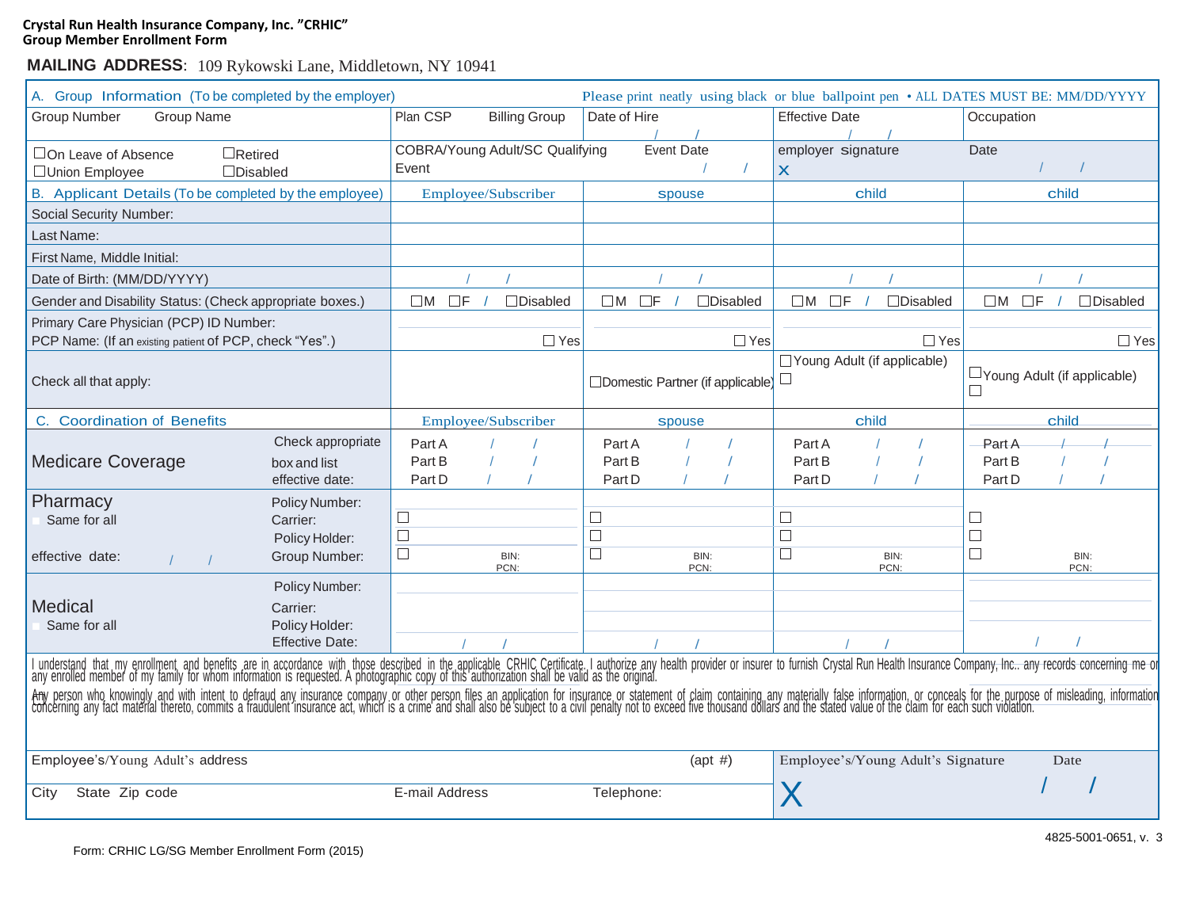**Crystal Run Health Insurance Company, Inc. "CRHIC"**
**Group Member Enrollment Form**

**MAILING ADDRESS**: 109 Rykowski Lane, Middletown, NY 10941

| A. Group Information (To be completed by the employer) | | Please print neatly using black or blue ballpoint pen • ALL DATES MUST BE: MM/DD/YYYY | | |
|---|---|---|---|---|
| Group Number Group Name | Plan CSP Billing Group | Date of Hire / / | Effective Date / / | Occupation |
| ☐On Leave of Absence ☐Retired ☐Union Employee ☐Disabled | COBRA/Young Adult/SC Qualifying Event Event Date / / | | employer signature X | Date / / |

| B. Applicant Details (To be completed by the employee) | Employee/Subscriber | spouse | child | child |
|---|---|---|---|---|
| Social Security Number: | | | | |
| Last Name: | | | | |
| First Name, Middle Initial: | | | | |
| Date of Birth: (MM/DD/YYYY) | / / | / / | / / | / / |
| Gender and Disability Status: (Check appropriate boxes.) | ☐M ☐F / ☐Disabled | ☐M ☐F / ☐Disabled | ☐M ☐F / ☐Disabled | ☐M ☐F / ☐Disabled |
| Primary Care Physician (PCP) ID Number: PCP Name: (If an existing patient of PCP, check "Yes".) | ☐ Yes | ☐ Yes | ☐ Yes | ☐ Yes |
| Check all that apply: | | ☐Domestic Partner (if applicable) | ☐Young Adult (if applicable) ☐ | ☐Young Adult (if applicable) ☐ |

| C. Coordination of Benefits | | Employee/Subscriber | spouse | child | child |
|---|---|---|---|---|---|
| Medicare Coverage | Check appropriate box and list effective date: | Part A / / Part B / / Part D / / | Part A / / Part B / / Part D / / | Part A / / Part B / / Part D / / | Part A / / Part B / / Part D / / |
| Pharmacy ☐ Same for all effective date: / / | Policy Number: Carrier: Policy Holder: Group Number: | ☐ ☐ ☐ BIN: PCN: | ☐ ☐ ☐ BIN: PCN: | ☐ ☐ ☐ BIN: PCN: | ☐ ☐ ☐ BIN: PCN: |
| Medical ☐ Same for all | Policy Number: Carrier: Policy Holder: Effective Date: | / / | / / | / / | / / |

I understand that my enrollment and benefits are in accordance with those described in the applicable CRHIC Certificate. I authorize any health provider or insurer to furnish Crystal Run Health Insurance Company, Inc.. any records concerning me or any enrolled member of my family for whom information is requested. A photographic copy of this authorization shall be valid as the original.

Any person who knowingly and with intent to defraud any insurance company or other person files an application for insurance or statement of claim containing any materially false information, or conceals for the purpose of misleading, information concerning any fact material thereto, commits a fraudulent insurance act, which is a crime and shall also be subject to a civil penalty not to exceed five thousand dollars and the stated value of the claim for each such violation.

| | | | |
|---|---|---|---|
| Employee's/Young Adult's address | | (apt #) | Employee's/Young Adult's Signature Date |
| City State Zip code | E-mail Address | Telephone: | X / / |

Form: CRHIC LG/SG Member Enrollment Form (2015)

4825-5001-0651, v. 3